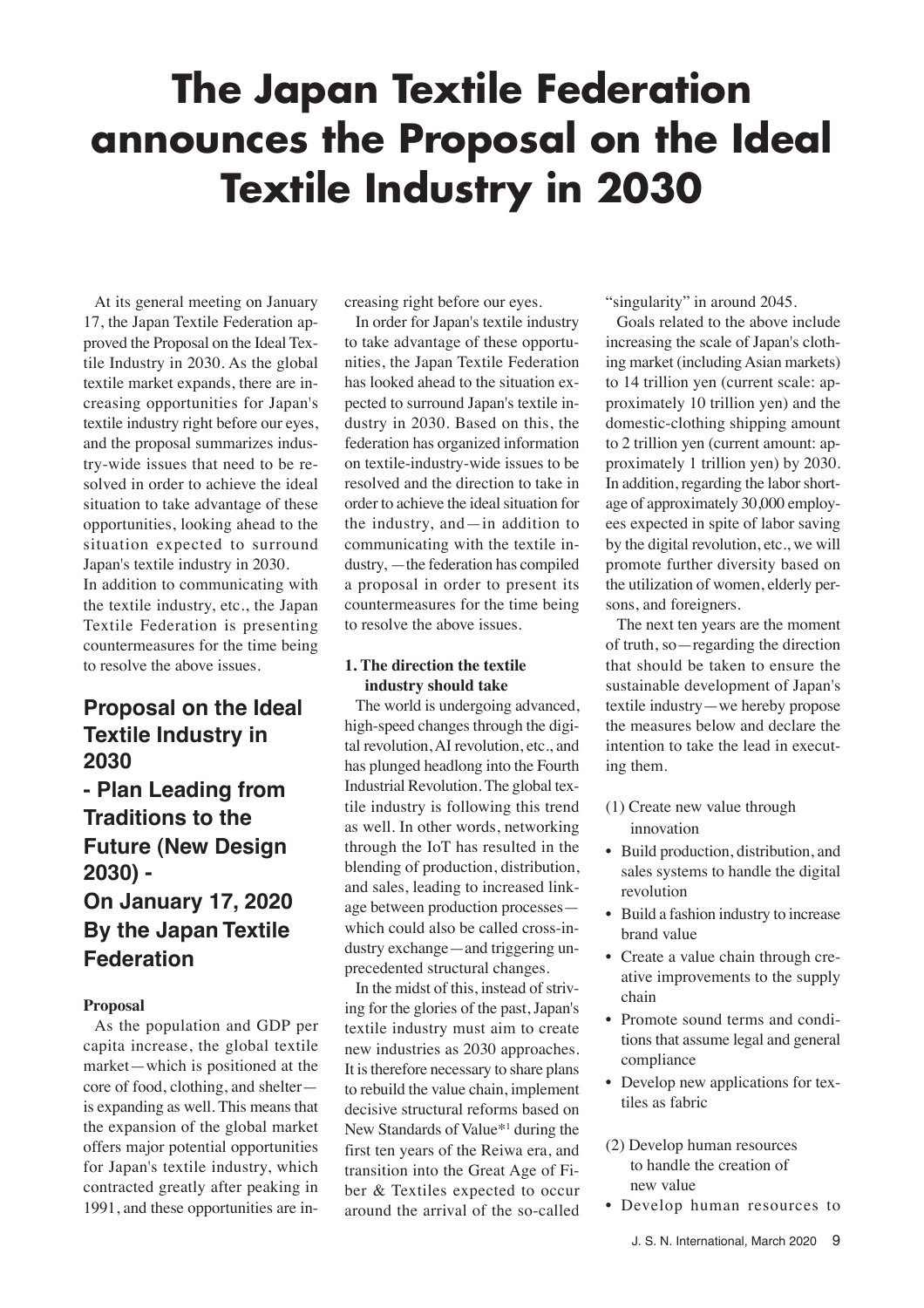# The Japan Textile Federation announces the Proposal on the Ideal Textile Industry in 2030

At its general meeting on January 17, the Japan Textile Federation approved the Proposal on the Ideal Textile Industry in 2030. As the global textile market expands, there are increasing opportunities for Japan's textile industry right before our eyes, and the proposal summarizes industry-wide issues that need to be resolved in order to achieve the ideal situation to take advantage of these opportunities, looking ahead to the situation expected to surround Japan's textile industry in 2030.

In addition to communicating with the textile industry, etc., the Japan Textile Federation is presenting countermeasures for the time being to resolve the above issues.

## Proposal on the Ideal Textile Industry in 2030 - Plan Leading from Traditions to the Future (New Design 2030) - On January 17, 2020 By the Japan Textile Federation

### Proposal

As the population and GDP per capita increase, the global textile market—which is positioned at the core of food, clothing, and shelter—is expanding as well. This means that the expansion of the global market offers major potential opportunities for Japan's textile industry, which contracted greatly after peaking in 1991, and these opportunities are increasing right before our eyes.

In order for Japan's textile industry to take advantage of these opportunities, the Japan Textile Federation has looked ahead to the situation expected to surround Japan's textile industry in 2030. Based on this, the federation has organized information on textile-industry-wide issues to be resolved and the direction to take in order to achieve the ideal situation for the industry, and—in addition to communicating with the textile industry, —the federation has compiled a proposal in order to present its countermeasures for the time being to resolve the above issues.

### 1. The direction the textile industry should take

The world is undergoing advanced, high-speed changes through the digital revolution, AI revolution, etc., and has plunged headlong into the Fourth Industrial Revolution. The global textile industry is following this trend as well. In other words, networking through the IoT has resulted in the blending of production, distribution, and sales, leading to increased linkage between production processes—which could also be called cross-industry exchange—and triggering unprecedented structural changes.

In the midst of this, instead of striving for the glories of the past, Japan's textile industry must aim to create new industries as 2030 approaches. It is therefore necessary to share plans to rebuild the value chain, implement decisive structural reforms based on New Standards of Value*[1] during the first ten years of the Reiwa era, and transition into the Great Age of Fiber & Textiles expected to occur around the arrival of the so-called "singularity" in around 2045.

Goals related to the above include increasing the scale of Japan's clothing market (including Asian markets) to 14 trillion yen (current scale: approximately 10 trillion yen) and the domestic-clothing shipping amount to 2 trillion yen (current amount: approximately 1 trillion yen) by 2030. In addition, regarding the labor shortage of approximately 30,000 employees expected in spite of labor saving by the digital revolution, etc., we will promote further diversity based on the utilization of women, elderly persons, and foreigners.

The next ten years are the moment of truth, so—regarding the direction that should be taken to ensure the sustainable development of Japan's textile industry—we hereby propose the measures below and declare the intention to take the lead in executing them.

(1) Create new value through innovation

- Build production, distribution, and sales systems to handle the digital revolution
- Build a fashion industry to increase brand value
- Create a value chain through creative improvements to the supply chain
- Promote sound terms and conditions that assume legal and general compliance
- Develop new applications for textiles as fabric

(2) Develop human resources to handle the creation of new value

- Develop human resources to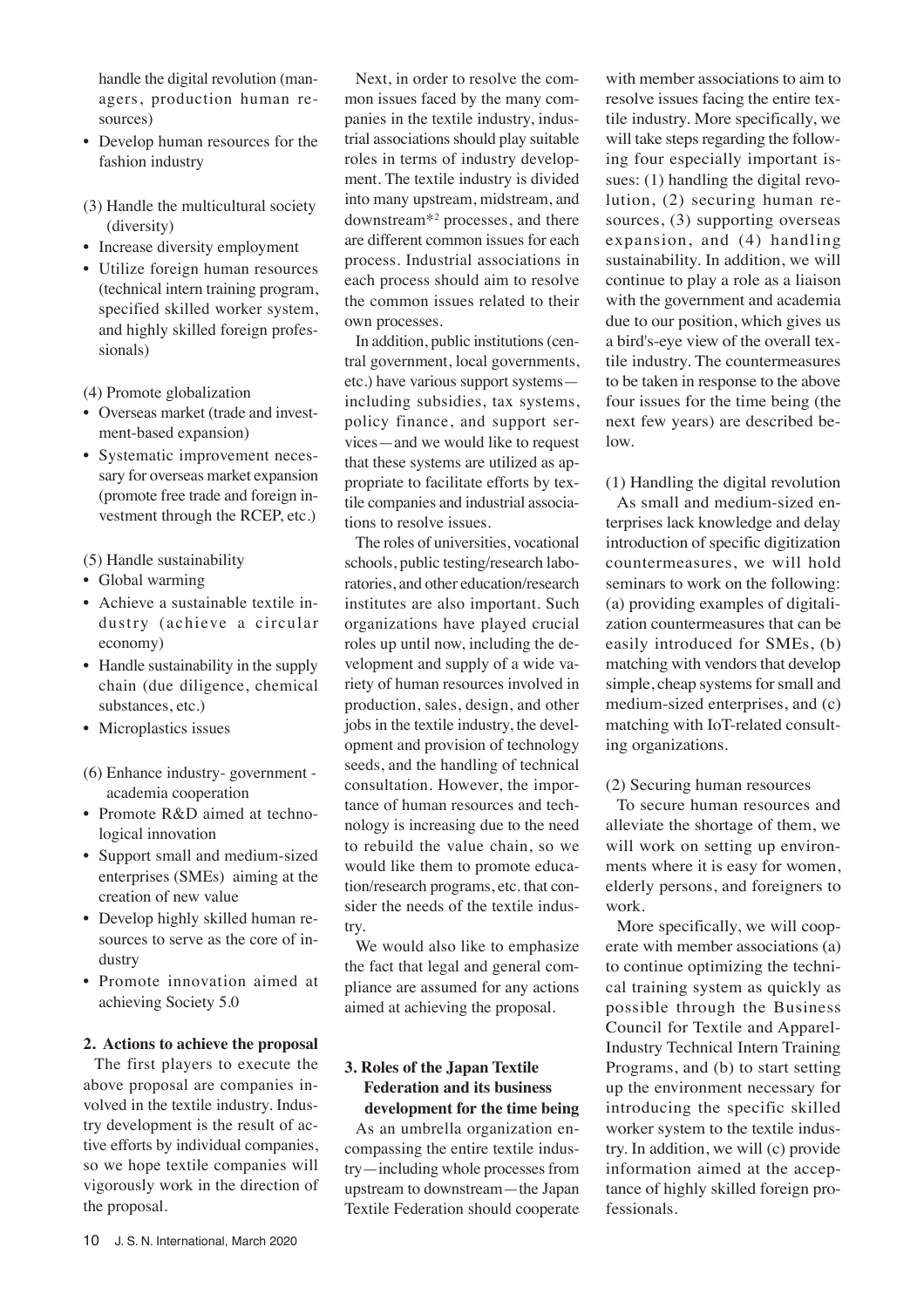handle the digital revolution (managers, production human resources)

- Develop human resources for the fashion industry

(3) Handle the multicultural society (diversity)

- Increase diversity employment
- Utilize foreign human resources (technical intern training program, specified skilled worker system, and highly skilled foreign professionals)

(4) Promote globalization

- Overseas market (trade and investment-based expansion)
- Systematic improvement necessary for overseas market expansion (promote free trade and foreign investment through the RCEP, etc.)

(5) Handle sustainability

- Global warming
- Achieve a sustainable textile industry (achieve a circular economy)
- Handle sustainability in the supply chain (due diligence, chemical substances, etc.)
- Microplastics issues

(6) Enhance industry- government - academia cooperation

- Promote R&D aimed at technological innovation
- Support small and medium-sized enterprises (SMEs) aiming at the creation of new value
- Develop highly skilled human resources to serve as the core of industry
- Promote innovation aimed at achieving Society 5.0

**2. Actions to achieve the proposal**

The first players to execute the above proposal are companies involved in the textile industry. Industry development is the result of active efforts by individual companies, so we hope textile companies will vigorously work in the direction of the proposal.

Next, in order to resolve the common issues faced by the many companies in the textile industry, industrial associations should play suitable roles in terms of industry development. The textile industry is divided into many upstream, midstream, and downstream*[2] processes, and there are different common issues for each process. Industrial associations in each process should aim to resolve the common issues related to their own processes.

In addition, public institutions (central government, local governments, etc.) have various support systems—including subsidies, tax systems, policy finance, and support services—and we would like to request that these systems are utilized as appropriate to facilitate efforts by textile companies and industrial associations to resolve issues.

The roles of universities, vocational schools, public testing/research laboratories, and other education/research institutes are also important. Such organizations have played crucial roles up until now, including the development and supply of a wide variety of human resources involved in production, sales, design, and other jobs in the textile industry, the development and provision of technology seeds, and the handling of technical consultation. However, the importance of human resources and technology is increasing due to the need to rebuild the value chain, so we would like them to promote education/research programs, etc. that consider the needs of the textile industry.

We would also like to emphasize the fact that legal and general compliance are assumed for any actions aimed at achieving the proposal.

**3. Roles of the Japan Textile Federation and its business development for the time being**

As an umbrella organization encompassing the entire textile industry—including whole processes from upstream to downstream—the Japan Textile Federation should cooperate with member associations to aim to resolve issues facing the entire textile industry. More specifically, we will take steps regarding the following four especially important issues: (1) handling the digital revolution, (2) securing human resources, (3) supporting overseas expansion, and (4) handling sustainability. In addition, we will continue to play a role as a liaison with the government and academia due to our position, which gives us a bird's-eye view of the overall textile industry. The countermeasures to be taken in response to the above four issues for the time being (the next few years) are described below.

(1) Handling the digital revolution

As small and medium-sized enterprises lack knowledge and delay introduction of specific digitization countermeasures, we will hold seminars to work on the following: (a) providing examples of digitalization countermeasures that can be easily introduced for SMEs, (b) matching with vendors that develop simple, cheap systems for small and medium-sized enterprises, and (c) matching with IoT-related consulting organizations.

(2) Securing human resources

To secure human resources and alleviate the shortage of them, we will work on setting up environments where it is easy for women, elderly persons, and foreigners to work.

More specifically, we will cooperate with member associations (a) to continue optimizing the technical training system as quickly as possible through the Business Council for Textile and Apparel-Industry Technical Intern Training Programs, and (b) to start setting up the environment necessary for introducing the specific skilled worker system to the textile industry. In addition, we will (c) provide information aimed at the acceptance of highly skilled foreign professionals.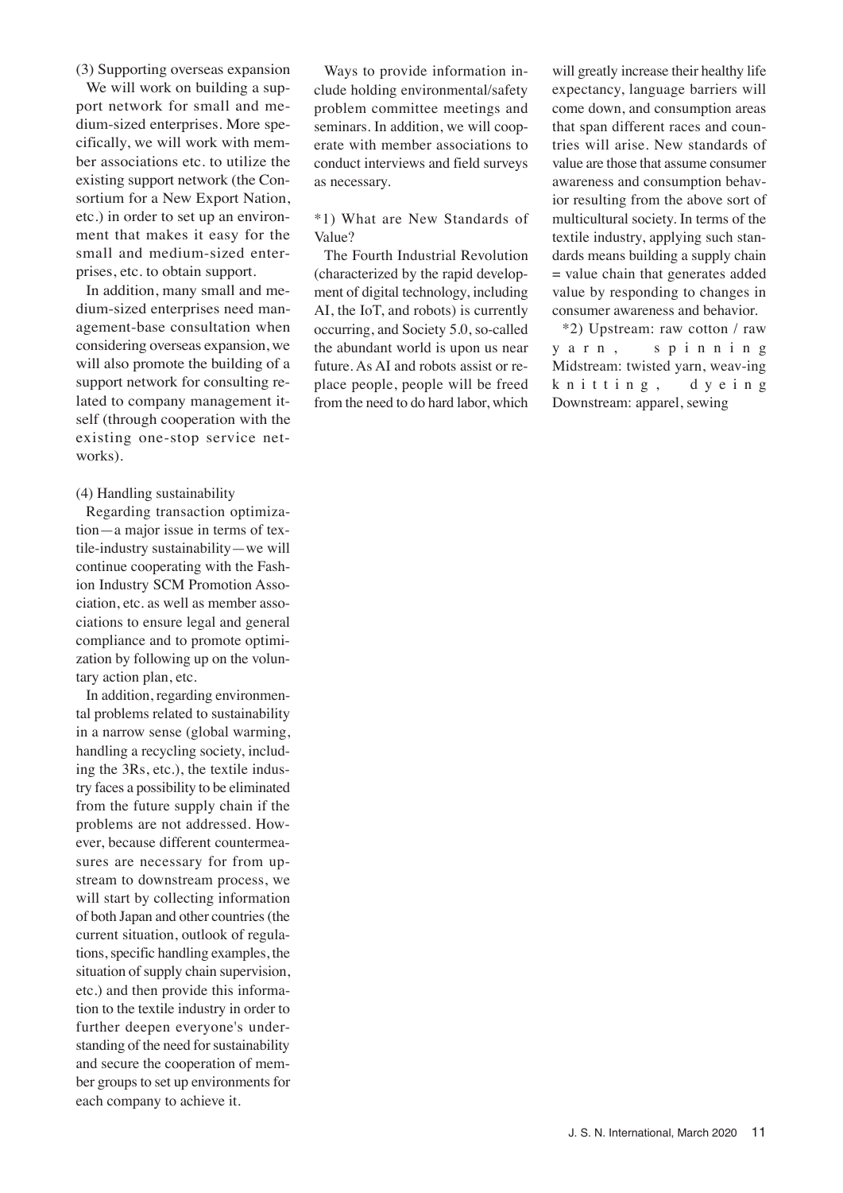(3) Supporting overseas expansion

We will work on building a support network for small and medium-sized enterprises. More specifically, we will work with member associations etc. to utilize the existing support network (the Consortium for a New Export Nation, etc.) in order to set up an environment that makes it easy for the small and medium-sized enterprises, etc. to obtain support.

In addition, many small and medium-sized enterprises need management-base consultation when considering overseas expansion, we will also promote the building of a support network for consulting related to company management itself (through cooperation with the existing one-stop service networks).

(4) Handling sustainability

Regarding transaction optimization—a major issue in terms of textile-industry sustainability—we will continue cooperating with the Fashion Industry SCM Promotion Association, etc. as well as member associations to ensure legal and general compliance and to promote optimization by following up on the voluntary action plan, etc.

In addition, regarding environmental problems related to sustainability in a narrow sense (global warming, handling a recycling society, including the 3Rs, etc.), the textile industry faces a possibility to be eliminated from the future supply chain if the problems are not addressed. However, because different countermeasures are necessary for from upstream to downstream process, we will start by collecting information of both Japan and other countries (the current situation, outlook of regulations, specific handling examples, the situation of supply chain supervision, etc.) and then provide this information to the textile industry in order to further deepen everyone's understanding of the need for sustainability and secure the cooperation of member groups to set up environments for each company to achieve it.

Ways to provide information include holding environmental/safety problem committee meetings and seminars. In addition, we will cooperate with member associations to conduct interviews and field surveys as necessary.

*1) What are New Standards of Value?

The Fourth Industrial Revolution (characterized by the rapid development of digital technology, including AI, the IoT, and robots) is currently occurring, and Society 5.0, so-called the abundant world is upon us near future. As AI and robots assist or replace people, people will be freed from the need to do hard labor, which will greatly increase their healthy life expectancy, language barriers will come down, and consumption areas that span different races and countries will arise. New standards of value are those that assume consumer awareness and consumption behavior resulting from the above sort of multicultural society. In terms of the textile industry, applying such standards means building a supply chain = value chain that generates added value by responding to changes in consumer awareness and behavior.

*2) Upstream: raw cotton / raw yarn, spinning
Midstream: twisted yarn, weav-ing knitting, dyeing
Downstream: apparel, sewing